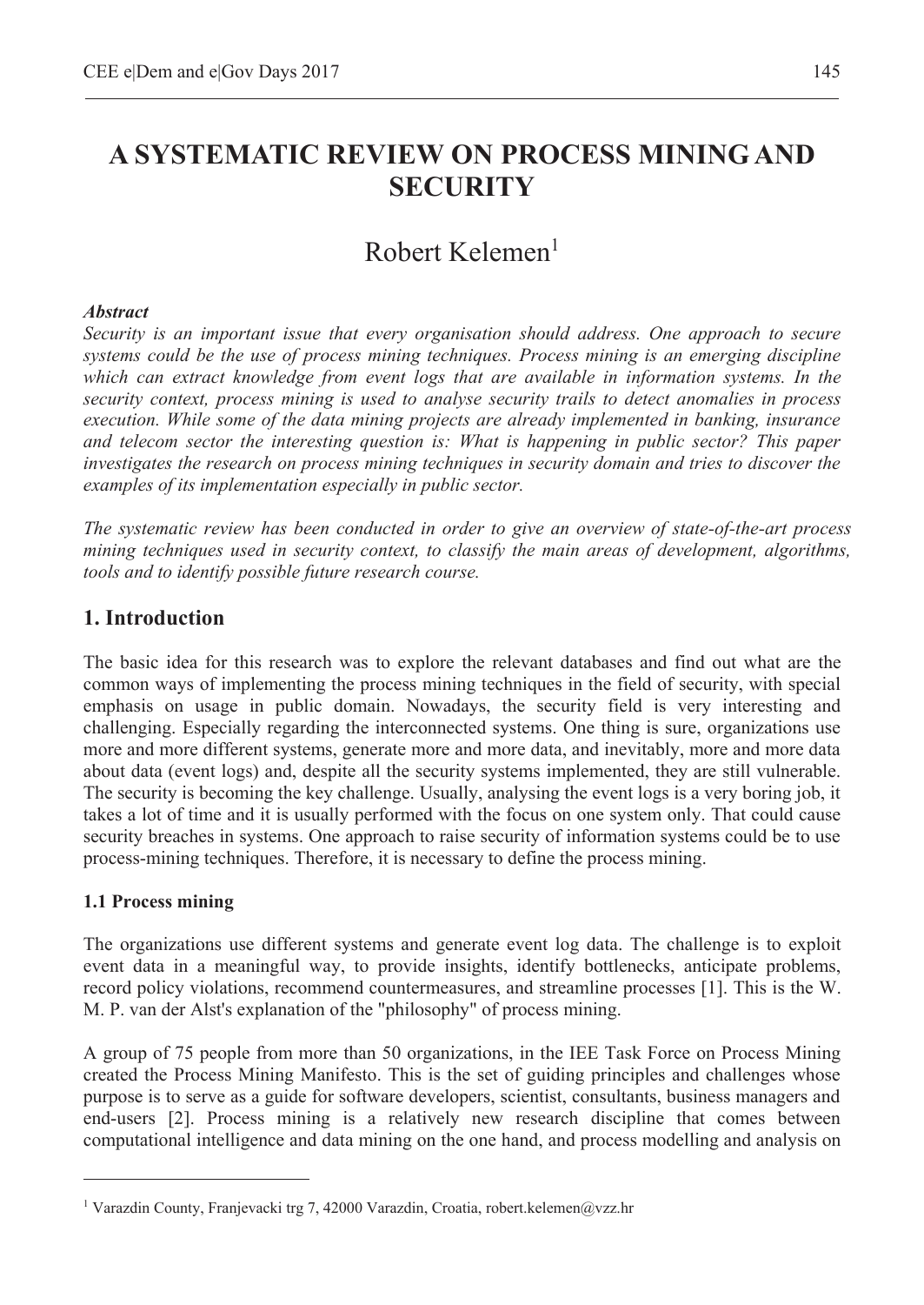# A SYSTEMATIC REVIEW ON PROCESS MINING AND SECURITY

Robert Kelemen[1]

***Abstract***

*Security is an important issue that every organisation should address. One approach to secure systems could be the use of process mining techniques. Process mining is an emerging discipline which can extract knowledge from event logs that are available in information systems. In the security context, process mining is used to analyse security trails to detect anomalies in process execution. While some of the data mining projects are already implemented in banking, insurance and telecom sector the interesting question is: What is happening in public sector? This paper investigates the research on process mining techniques in security domain and tries to discover the examples of its implementation especially in public sector.*

*The systematic review has been conducted in order to give an overview of state-of-the-art process mining techniques used in security context, to classify the main areas of development, algorithms, tools and to identify possible future research course.*

## 1. Introduction

The basic idea for this research was to explore the relevant databases and find out what are the common ways of implementing the process mining techniques in the field of security, with special emphasis on usage in public domain. Nowadays, the security field is very interesting and challenging. Especially regarding the interconnected systems. One thing is sure, organizations use more and more different systems, generate more and more data, and inevitably, more and more data about data (event logs) and, despite all the security systems implemented, they are still vulnerable. The security is becoming the key challenge. Usually, analysing the event logs is a very boring job, it takes a lot of time and it is usually performed with the focus on one system only. That could cause security breaches in systems. One approach to raise security of information systems could be to use process-mining techniques. Therefore, it is necessary to define the process mining.

### 1.1 Process mining

The organizations use different systems and generate event log data. The challenge is to exploit event data in a meaningful way, to provide insights, identify bottlenecks, anticipate problems, record policy violations, recommend countermeasures, and streamline processes [1]. This is the W. M. P. van der Alst's explanation of the "philosophy" of process mining.

A group of 75 people from more than 50 organizations, in the IEE Task Force on Process Mining created the Process Mining Manifesto. This is the set of guiding principles and challenges whose purpose is to serve as a guide for software developers, scientist, consultants, business managers and end-users [2]. Process mining is a relatively new research discipline that comes between computational intelligence and data mining on the one hand, and process modelling and analysis on

---

[1] Varazdin County, Franjevacki trg 7, 42000 Varazdin, Croatia, robert.kelemen@vzz.hr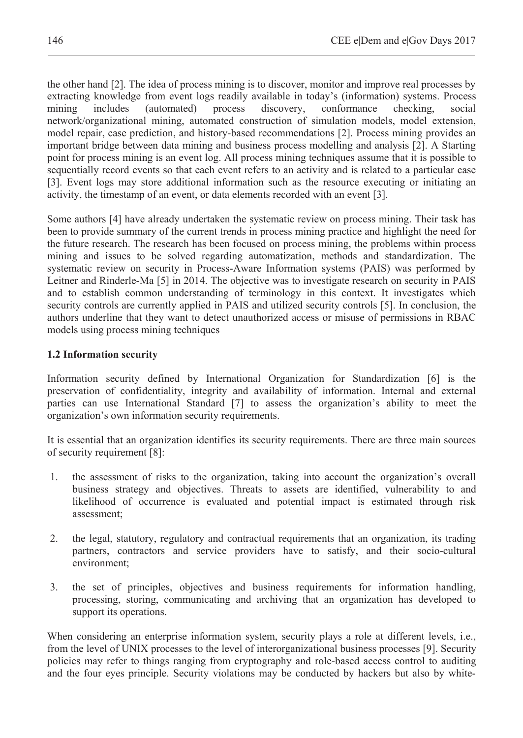the other hand [2]. The idea of process mining is to discover, monitor and improve real processes by extracting knowledge from event logs readily available in today's (information) systems. Process mining includes (automated) process discovery, conformance checking, social network/organizational mining, automated construction of simulation models, model extension, model repair, case prediction, and history-based recommendations [2]. Process mining provides an important bridge between data mining and business process modelling and analysis [2]. A Starting point for process mining is an event log. All process mining techniques assume that it is possible to sequentially record events so that each event refers to an activity and is related to a particular case [3]. Event logs may store additional information such as the resource executing or initiating an activity, the timestamp of an event, or data elements recorded with an event [3].

Some authors [4] have already undertaken the systematic review on process mining. Their task has been to provide summary of the current trends in process mining practice and highlight the need for the future research. The research has been focused on process mining, the problems within process mining and issues to be solved regarding automatization, methods and standardization. The systematic review on security in Process-Aware Information systems (PAIS) was performed by Leitner and Rinderle-Ma [5] in 2014. The objective was to investigate research on security in PAIS and to establish common understanding of terminology in this context. It investigates which security controls are currently applied in PAIS and utilized security controls [5]. In conclusion, the authors underline that they want to detect unauthorized access or misuse of permissions in RBAC models using process mining techniques

### 1.2 Information security

Information security defined by International Organization for Standardization [6] is the preservation of confidentiality, integrity and availability of information. Internal and external parties can use International Standard [7] to assess the organization's ability to meet the organization's own information security requirements.

It is essential that an organization identifies its security requirements. There are three main sources of security requirement [8]:

1. the assessment of risks to the organization, taking into account the organization's overall business strategy and objectives. Threats to assets are identified, vulnerability to and likelihood of occurrence is evaluated and potential impact is estimated through risk assessment;

2. the legal, statutory, regulatory and contractual requirements that an organization, its trading partners, contractors and service providers have to satisfy, and their socio-cultural environment;

3. the set of principles, objectives and business requirements for information handling, processing, storing, communicating and archiving that an organization has developed to support its operations.

When considering an enterprise information system, security plays a role at different levels, i.e., from the level of UNIX processes to the level of interorganizational business processes [9]. Security policies may refer to things ranging from cryptography and role-based access control to auditing and the four eyes principle. Security violations may be conducted by hackers but also by white-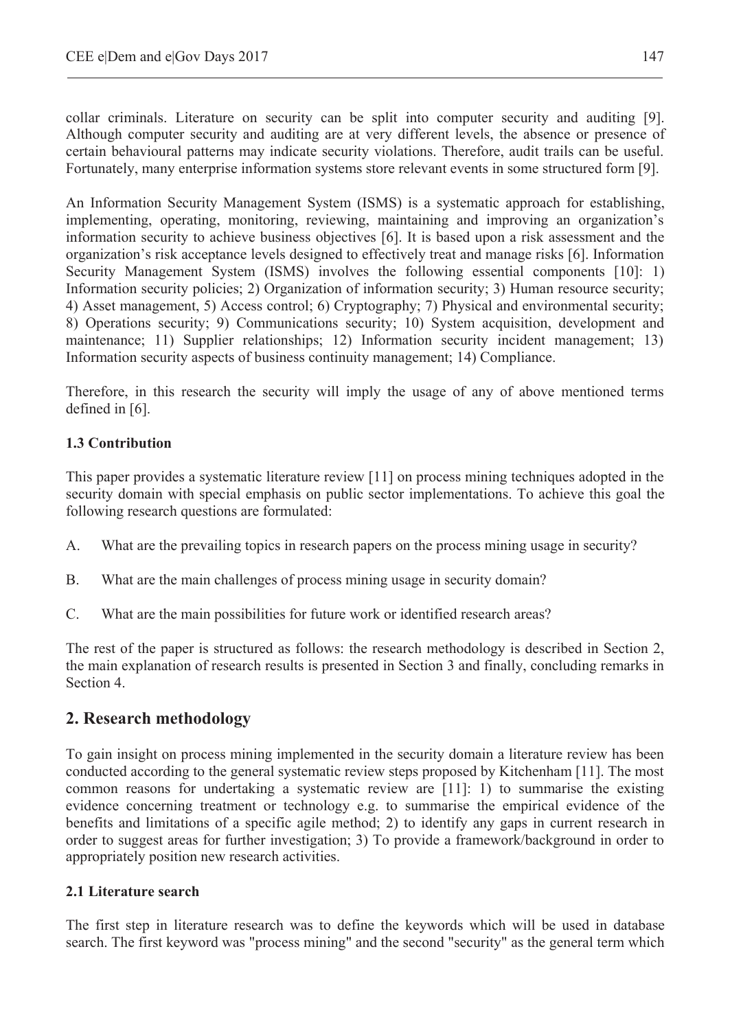collar criminals. Literature on security can be split into computer security and auditing [9]. Although computer security and auditing are at very different levels, the absence or presence of certain behavioural patterns may indicate security violations. Therefore, audit trails can be useful. Fortunately, many enterprise information systems store relevant events in some structured form [9].

An Information Security Management System (ISMS) is a systematic approach for establishing, implementing, operating, monitoring, reviewing, maintaining and improving an organization's information security to achieve business objectives [6]. It is based upon a risk assessment and the organization's risk acceptance levels designed to effectively treat and manage risks [6]. Information Security Management System (ISMS) involves the following essential components [10]: 1) Information security policies; 2) Organization of information security; 3) Human resource security; 4) Asset management, 5) Access control; 6) Cryptography; 7) Physical and environmental security; 8) Operations security; 9) Communications security; 10) System acquisition, development and maintenance; 11) Supplier relationships; 12) Information security incident management; 13) Information security aspects of business continuity management; 14) Compliance.

Therefore, in this research the security will imply the usage of any of above mentioned terms defined in [6].

### 1.3 Contribution

This paper provides a systematic literature review [11] on process mining techniques adopted in the security domain with special emphasis on public sector implementations. To achieve this goal the following research questions are formulated:

A. What are the prevailing topics in research papers on the process mining usage in security?

B. What are the main challenges of process mining usage in security domain?

C. What are the main possibilities for future work or identified research areas?

The rest of the paper is structured as follows: the research methodology is described in Section 2, the main explanation of research results is presented in Section 3 and finally, concluding remarks in Section 4.

## 2. Research methodology

To gain insight on process mining implemented in the security domain a literature review has been conducted according to the general systematic review steps proposed by Kitchenham [11]. The most common reasons for undertaking a systematic review are [11]: 1) to summarise the existing evidence concerning treatment or technology e.g. to summarise the empirical evidence of the benefits and limitations of a specific agile method; 2) to identify any gaps in current research in order to suggest areas for further investigation; 3) To provide a framework/background in order to appropriately position new research activities.

### 2.1 Literature search

The first step in literature research was to define the keywords which will be used in database search. The first keyword was "process mining" and the second "security" as the general term which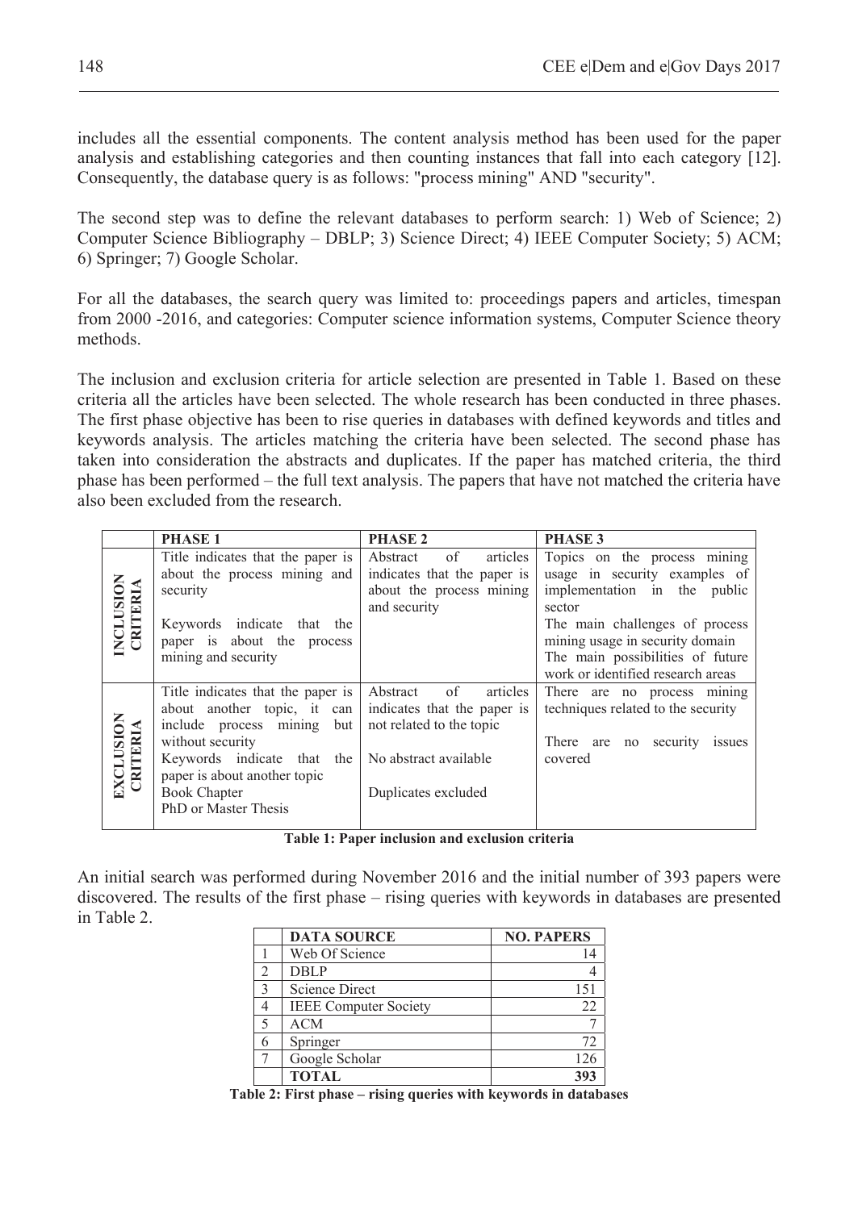includes all the essential components. The content analysis method has been used for the paper analysis and establishing categories and then counting instances that fall into each category [12]. Consequently, the database query is as follows: "process mining" AND "security".

The second step was to define the relevant databases to perform search: 1) Web of Science; 2) Computer Science Bibliography – DBLP; 3) Science Direct; 4) IEEE Computer Society; 5) ACM; 6) Springer; 7) Google Scholar.

For all the databases, the search query was limited to: proceedings papers and articles, timespan from 2000 -2016, and categories: Computer science information systems, Computer Science theory methods.

The inclusion and exclusion criteria for article selection are presented in Table 1. Based on these criteria all the articles have been selected. The whole research has been conducted in three phases. The first phase objective has been to rise queries in databases with defined keywords and titles and keywords analysis. The articles matching the criteria have been selected. The second phase has taken into consideration the abstracts and duplicates. If the paper has matched criteria, the third phase has been performed – the full text analysis. The papers that have not matched the criteria have also been excluded from the research.

| | **PHASE 1** | **PHASE 2** | **PHASE 3** |
|---|---|---|---|
| **INCLUSION CRITERIA** | Title indicates that the paper is about the process mining and security<br><br>Keywords indicate that the paper is about the process mining and security | Abstract of articles indicates that the paper is about the process mining and security | Topics on the process mining usage in security examples of implementation in the public sector<br>The main challenges of process mining usage in security domain<br>The main possibilities of future work or identified research areas |
| **EXCLUSION CRITERIA** | Title indicates that the paper is about another topic, it can include process mining but without security<br>Keywords indicate that the paper is about another topic<br>Book Chapter<br>PhD or Master Thesis | Abstract of articles indicates that the paper is not related to the topic<br><br>No abstract available<br><br>Duplicates excluded | There are no process mining techniques related to the security<br><br>There are no security issues covered |

**Table 1: Paper inclusion and exclusion criteria**

An initial search was performed during November 2016 and the initial number of 393 papers were discovered. The results of the first phase – rising queries with keywords in databases are presented in Table 2.

| | **DATA SOURCE** | **NO. PAPERS** |
|---|---|---|
| 1 | Web Of Science | 14 |
| 2 | DBLP | 4 |
| 3 | Science Direct | 151 |
| 4 | IEEE Computer Society | 22 |
| 5 | ACM | 7 |
| 6 | Springer | 72 |
| 7 | Google Scholar | 126 |
| | **TOTAL** | **393** |

**Table 2: First phase – rising queries with keywords in databases**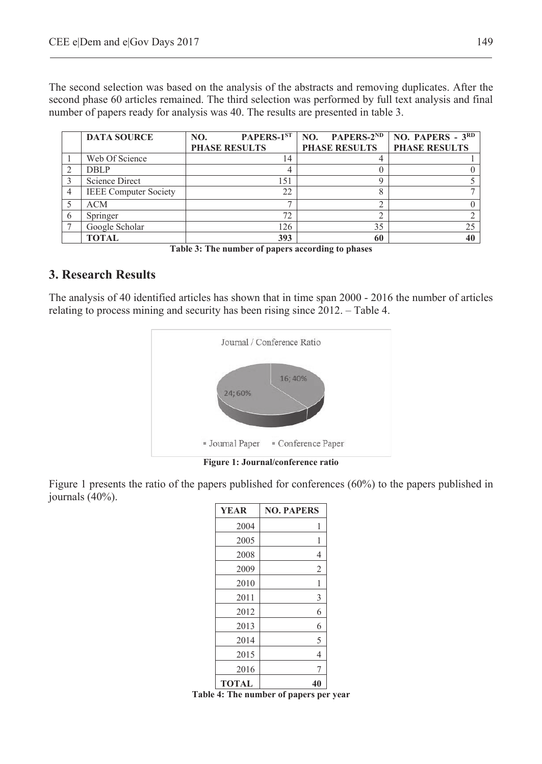The second selection was based on the analysis of the abstracts and removing duplicates. After the second phase 60 articles remained. The third selection was performed by full text analysis and final number of papers ready for analysis was 40. The results are presented in table 3.

| | DATA SOURCE | NO. PAPERS-1ST PHASE RESULTS | NO. PAPERS-2ND PHASE RESULTS | NO. PAPERS - 3RD PHASE RESULTS |
|---|---|---|---|---|
| 1 | Web Of Science | 14 | 4 | 1 |
| 2 | DBLP | 4 | 0 | 0 |
| 3 | Science Direct | 151 | 9 | 5 |
| 4 | IEEE Computer Society | 22 | 8 | 7 |
| 5 | ACM | 7 | 2 | 0 |
| 6 | Springer | 72 | 2 | 2 |
| 7 | Google Scholar | 126 | 35 | 25 |
| | **TOTAL** | **393** | **60** | **40** |

**Table 3: The number of papers according to phases**

## 3. Research Results

The analysis of 40 identified articles has shown that in time span 2000 - 2016 the number of articles relating to process mining and security has been rising since 2012. – Table 4.

Journal / Conference Ratio

16; 40%

24; 60%

Journal Paper · Conference Paper

**Figure 1: Journal/conference ratio**

Figure 1 presents the ratio of the papers published for conferences (60%) to the papers published in journals (40%).

| YEAR | NO. PAPERS |
|---|---|
| 2004 | 1 |
| 2005 | 1 |
| 2008 | 4 |
| 2009 | 2 |
| 2010 | 1 |
| 2011 | 3 |
| 2012 | 6 |
| 2013 | 6 |
| 2014 | 5 |
| 2015 | 4 |
| 2016 | 7 |
| **TOTAL** | **40** |

**Table 4: The number of papers per year**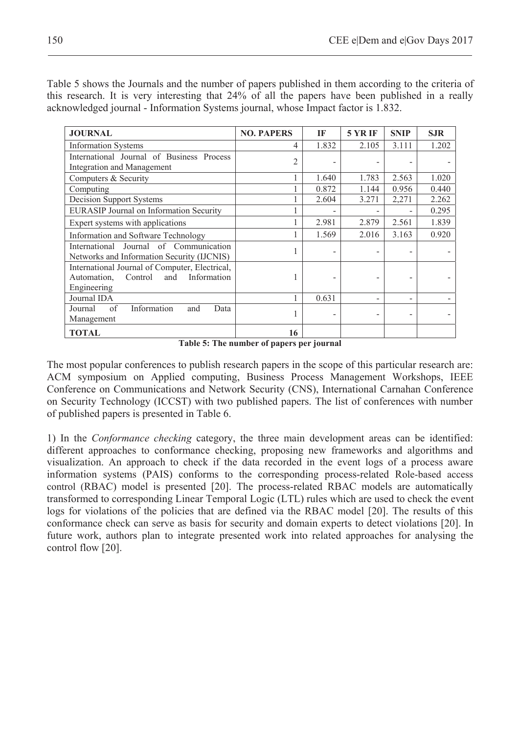Table 5 shows the Journals and the number of papers published in them according to the criteria of this research. It is very interesting that 24% of all the papers have been published in a really acknowledged journal - Information Systems journal, whose Impact factor is 1.832.

| JOURNAL | NO. PAPERS | IF | 5 YR IF | SNIP | SJR |
|---|---|---|---|---|---|
| Information Systems | 4 | 1.832 | 2.105 | 3.111 | 1.202 |
| International Journal of Business Process Integration and Management | 2 | - | - | - | - |
| Computers & Security | 1 | 1.640 | 1.783 | 2.563 | 1.020 |
| Computing | 1 | 0.872 | 1.144 | 0.956 | 0.440 |
| Decision Support Systems | 1 | 2.604 | 3.271 | 2,271 | 2.262 |
| EURASIP Journal on Information Security | 1 | - | - | - | 0.295 |
| Expert systems with applications | 1 | 2.981 | 2.879 | 2.561 | 1.839 |
| Information and Software Technology | 1 | 1.569 | 2.016 | 3.163 | 0.920 |
| International Journal of Communication Networks and Information Security (IJCNIS) | 1 | - | - | - | - |
| International Journal of Computer, Electrical, Automation, Control and Information Engineering | 1 | - | - | - | - |
| Journal IDA | 1 | 0.631 | - | - | - |
| Journal of Information and Data Management | 1 | - | - | - | - |
| **TOTAL** | **16** | | | | |

**Table 5: The number of papers per journal**

The most popular conferences to publish research papers in the scope of this particular research are: ACM symposium on Applied computing, Business Process Management Workshops, IEEE Conference on Communications and Network Security (CNS), International Carnahan Conference on Security Technology (ICCST) with two published papers. The list of conferences with number of published papers is presented in Table 6.

1) In the *Conformance checking* category, the three main development areas can be identified: different approaches to conformance checking, proposing new frameworks and algorithms and visualization. An approach to check if the data recorded in the event logs of a process aware information systems (PAIS) conforms to the corresponding process-related Role-based access control (RBAC) model is presented [20]. The process-related RBAC models are automatically transformed to corresponding Linear Temporal Logic (LTL) rules which are used to check the event logs for violations of the policies that are defined via the RBAC model [20]. The results of this conformance check can serve as basis for security and domain experts to detect violations [20]. In future work, authors plan to integrate presented work into related approaches for analysing the control flow [20].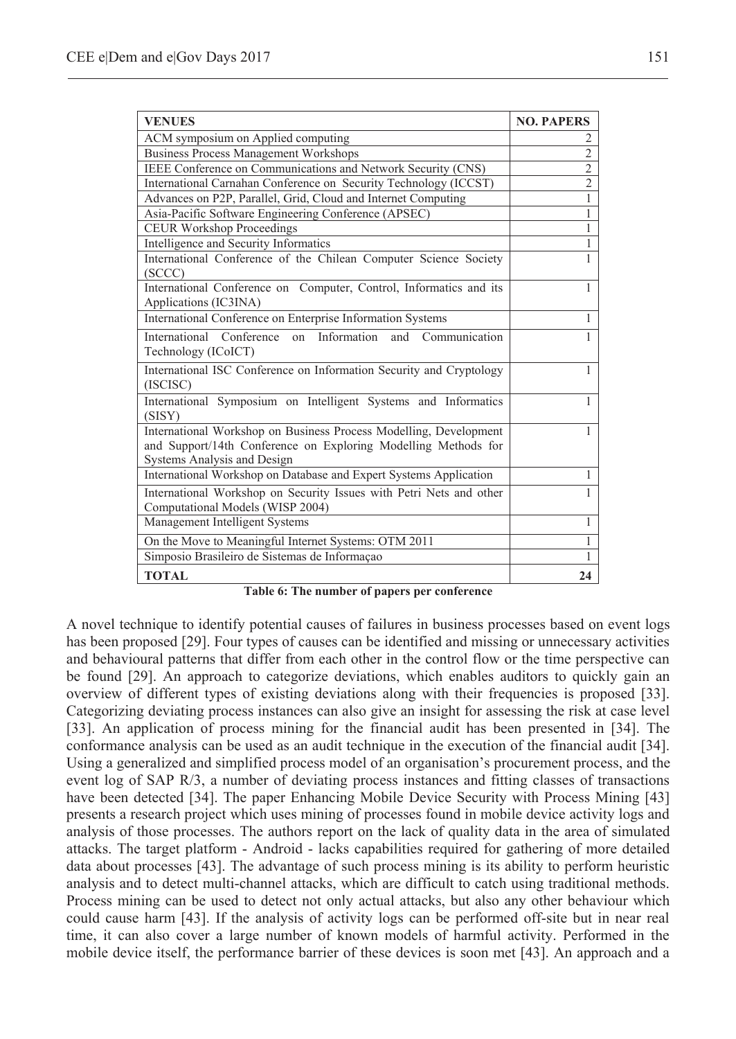| VENUES | NO. PAPERS |
|---|---|
| ACM symposium on Applied computing | 2 |
| Business Process Management Workshops | 2 |
| IEEE Conference on Communications and Network Security (CNS) | 2 |
| International Carnahan Conference on Security Technology (ICCST) | 2 |
| Advances on P2P, Parallel, Grid, Cloud and Internet Computing | 1 |
| Asia-Pacific Software Engineering Conference (APSEC) | 1 |
| CEUR Workshop Proceedings | 1 |
| Intelligence and Security Informatics | 1 |
| International Conference of the Chilean Computer Science Society (SCCC) | 1 |
| International Conference on Computer, Control, Informatics and its Applications (IC3INA) | 1 |
| International Conference on Enterprise Information Systems | 1 |
| International Conference on Information and Communication Technology (ICoICT) | 1 |
| International ISC Conference on Information Security and Cryptology (ISCISC) | 1 |
| International Symposium on Intelligent Systems and Informatics (SISY) | 1 |
| International Workshop on Business Process Modelling, Development and Support/14th Conference on Exploring Modelling Methods for Systems Analysis and Design | 1 |
| International Workshop on Database and Expert Systems Application | 1 |
| International Workshop on Security Issues with Petri Nets and other Computational Models (WISP 2004) | 1 |
| Management Intelligent Systems | 1 |
| On the Move to Meaningful Internet Systems: OTM 2011 | 1 |
| Simposio Brasileiro de Sistemas de Informaçao | 1 |
| **TOTAL** | **24** |

**Table 6: The number of papers per conference**

A novel technique to identify potential causes of failures in business processes based on event logs has been proposed [29]. Four types of causes can be identified and missing or unnecessary activities and behavioural patterns that differ from each other in the control flow or the time perspective can be found [29]. An approach to categorize deviations, which enables auditors to quickly gain an overview of different types of existing deviations along with their frequencies is proposed [33]. Categorizing deviating process instances can also give an insight for assessing the risk at case level [33]. An application of process mining for the financial audit has been presented in [34]. The conformance analysis can be used as an audit technique in the execution of the financial audit [34]. Using a generalized and simplified process model of an organisation's procurement process, and the event log of SAP R/3, a number of deviating process instances and fitting classes of transactions have been detected [34]. The paper Enhancing Mobile Device Security with Process Mining [43] presents a research project which uses mining of processes found in mobile device activity logs and analysis of those processes. The authors report on the lack of quality data in the area of simulated attacks. The target platform - Android - lacks capabilities required for gathering of more detailed data about processes [43]. The advantage of such process mining is its ability to perform heuristic analysis and to detect multi-channel attacks, which are difficult to catch using traditional methods. Process mining can be used to detect not only actual attacks, but also any other behaviour which could cause harm [43]. If the analysis of activity logs can be performed off-site but in near real time, it can also cover a large number of known models of harmful activity. Performed in the mobile device itself, the performance barrier of these devices is soon met [43]. An approach and a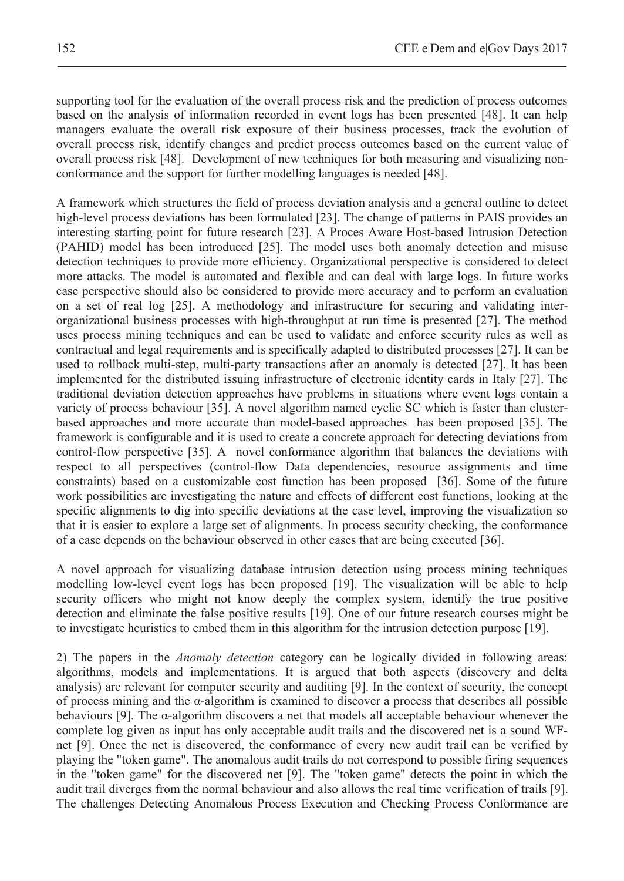supporting tool for the evaluation of the overall process risk and the prediction of process outcomes based on the analysis of information recorded in event logs has been presented [48]. It can help managers evaluate the overall risk exposure of their business processes, track the evolution of overall process risk, identify changes and predict process outcomes based on the current value of overall process risk [48]. Development of new techniques for both measuring and visualizing non-conformance and the support for further modelling languages is needed [48].

A framework which structures the field of process deviation analysis and a general outline to detect high-level process deviations has been formulated [23]. The change of patterns in PAIS provides an interesting starting point for future research [23]. A Proces Aware Host-based Intrusion Detection (PAHID) model has been introduced [25]. The model uses both anomaly detection and misuse detection techniques to provide more efficiency. Organizational perspective is considered to detect more attacks. The model is automated and flexible and can deal with large logs. In future works case perspective should also be considered to provide more accuracy and to perform an evaluation on a set of real log [25]. A methodology and infrastructure for securing and validating inter-organizational business processes with high-throughput at run time is presented [27]. The method uses process mining techniques and can be used to validate and enforce security rules as well as contractual and legal requirements and is specifically adapted to distributed processes [27]. It can be used to rollback multi-step, multi-party transactions after an anomaly is detected [27]. It has been implemented for the distributed issuing infrastructure of electronic identity cards in Italy [27]. The traditional deviation detection approaches have problems in situations where event logs contain a variety of process behaviour [35]. A novel algorithm named cyclic SC which is faster than cluster-based approaches and more accurate than model-based approaches has been proposed [35]. The framework is configurable and it is used to create a concrete approach for detecting deviations from control-flow perspective [35]. A novel conformance algorithm that balances the deviations with respect to all perspectives (control-flow Data dependencies, resource assignments and time constraints) based on a customizable cost function has been proposed [36]. Some of the future work possibilities are investigating the nature and effects of different cost functions, looking at the specific alignments to dig into specific deviations at the case level, improving the visualization so that it is easier to explore a large set of alignments. In process security checking, the conformance of a case depends on the behaviour observed in other cases that are being executed [36].

A novel approach for visualizing database intrusion detection using process mining techniques modelling low-level event logs has been proposed [19]. The visualization will be able to help security officers who might not know deeply the complex system, identify the true positive detection and eliminate the false positive results [19]. One of our future research courses might be to investigate heuristics to embed them in this algorithm for the intrusion detection purpose [19].

2) The papers in the *Anomaly detection* category can be logically divided in following areas: algorithms, models and implementations. It is argued that both aspects (discovery and delta analysis) are relevant for computer security and auditing [9]. In the context of security, the concept of process mining and the α-algorithm is examined to discover a process that describes all possible behaviours [9]. The α-algorithm discovers a net that models all acceptable behaviour whenever the complete log given as input has only acceptable audit trails and the discovered net is a sound WF-net [9]. Once the net is discovered, the conformance of every new audit trail can be verified by playing the "token game". The anomalous audit trails do not correspond to possible firing sequences in the "token game" for the discovered net [9]. The "token game" detects the point in which the audit trail diverges from the normal behaviour and also allows the real time verification of trails [9]. The challenges Detecting Anomalous Process Execution and Checking Process Conformance are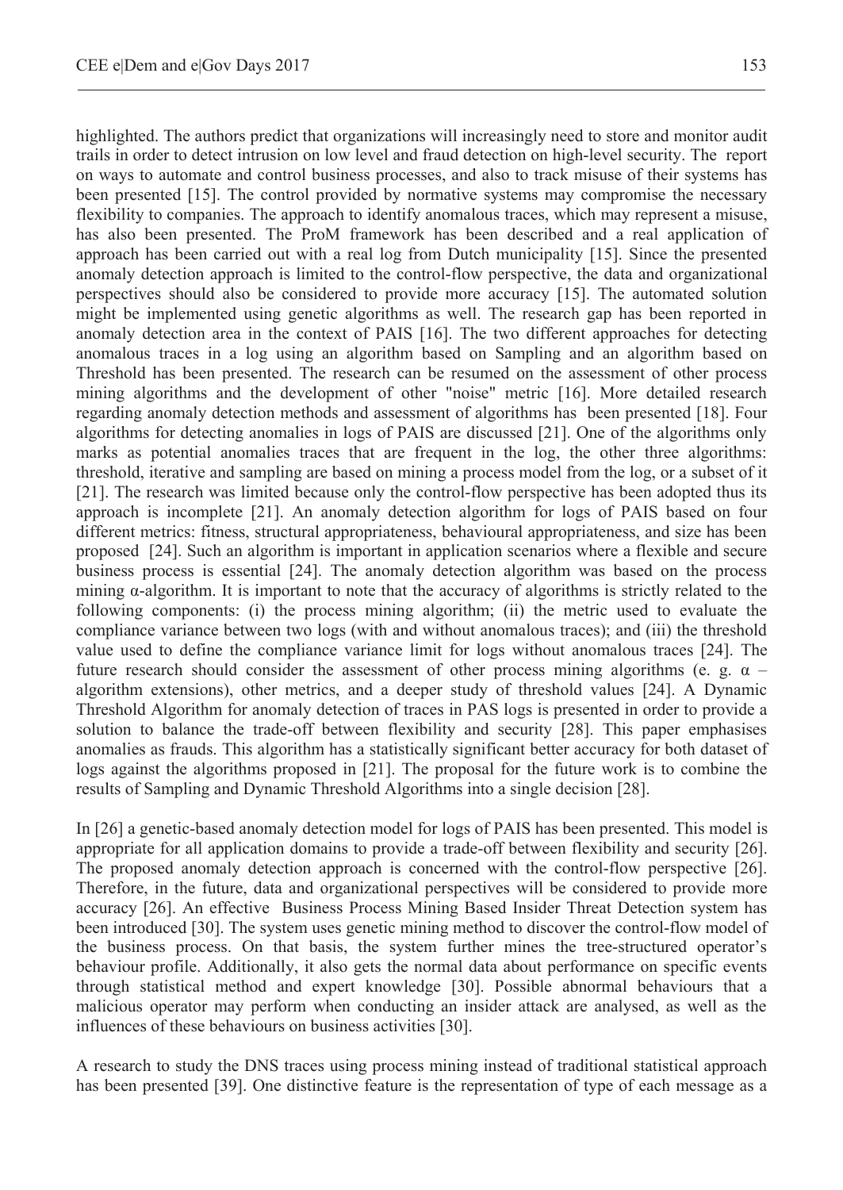highlighted. The authors predict that organizations will increasingly need to store and monitor audit trails in order to detect intrusion on low level and fraud detection on high-level security. The report on ways to automate and control business processes, and also to track misuse of their systems has been presented [15]. The control provided by normative systems may compromise the necessary flexibility to companies. The approach to identify anomalous traces, which may represent a misuse, has also been presented. The ProM framework has been described and a real application of approach has been carried out with a real log from Dutch municipality [15]. Since the presented anomaly detection approach is limited to the control-flow perspective, the data and organizational perspectives should also be considered to provide more accuracy [15]. The automated solution might be implemented using genetic algorithms as well. The research gap has been reported in anomaly detection area in the context of PAIS [16]. The two different approaches for detecting anomalous traces in a log using an algorithm based on Sampling and an algorithm based on Threshold has been presented. The research can be resumed on the assessment of other process mining algorithms and the development of other "noise" metric [16]. More detailed research regarding anomaly detection methods and assessment of algorithms has been presented [18]. Four algorithms for detecting anomalies in logs of PAIS are discussed [21]. One of the algorithms only marks as potential anomalies traces that are frequent in the log, the other three algorithms: threshold, iterative and sampling are based on mining a process model from the log, or a subset of it [21]. The research was limited because only the control-flow perspective has been adopted thus its approach is incomplete [21]. An anomaly detection algorithm for logs of PAIS based on four different metrics: fitness, structural appropriateness, behavioural appropriateness, and size has been proposed [24]. Such an algorithm is important in application scenarios where a flexible and secure business process is essential [24]. The anomaly detection algorithm was based on the process mining α-algorithm. It is important to note that the accuracy of algorithms is strictly related to the following components: (i) the process mining algorithm; (ii) the metric used to evaluate the compliance variance between two logs (with and without anomalous traces); and (iii) the threshold value used to define the compliance variance limit for logs without anomalous traces [24]. The future research should consider the assessment of other process mining algorithms (e. g. α – algorithm extensions), other metrics, and a deeper study of threshold values [24]. A Dynamic Threshold Algorithm for anomaly detection of traces in PAS logs is presented in order to provide a solution to balance the trade-off between flexibility and security [28]. This paper emphasises anomalies as frauds. This algorithm has a statistically significant better accuracy for both dataset of logs against the algorithms proposed in [21]. The proposal for the future work is to combine the results of Sampling and Dynamic Threshold Algorithms into a single decision [28].

In [26] a genetic-based anomaly detection model for logs of PAIS has been presented. This model is appropriate for all application domains to provide a trade-off between flexibility and security [26]. The proposed anomaly detection approach is concerned with the control-flow perspective [26]. Therefore, in the future, data and organizational perspectives will be considered to provide more accuracy [26]. An effective Business Process Mining Based Insider Threat Detection system has been introduced [30]. The system uses genetic mining method to discover the control-flow model of the business process. On that basis, the system further mines the tree-structured operator's behaviour profile. Additionally, it also gets the normal data about performance on specific events through statistical method and expert knowledge [30]. Possible abnormal behaviours that a malicious operator may perform when conducting an insider attack are analysed, as well as the influences of these behaviours on business activities [30].

A research to study the DNS traces using process mining instead of traditional statistical approach has been presented [39]. One distinctive feature is the representation of type of each message as a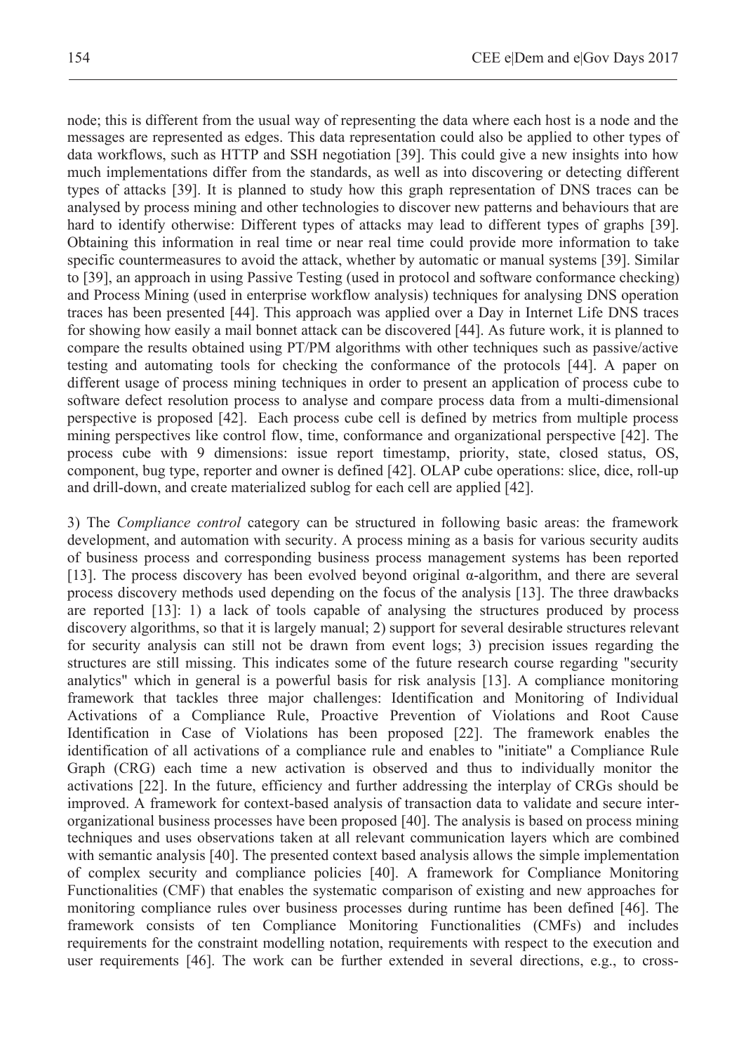node; this is different from the usual way of representing the data where each host is a node and the messages are represented as edges. This data representation could also be applied to other types of data workflows, such as HTTP and SSH negotiation [39]. This could give a new insights into how much implementations differ from the standards, as well as into discovering or detecting different types of attacks [39]. It is planned to study how this graph representation of DNS traces can be analysed by process mining and other technologies to discover new patterns and behaviours that are hard to identify otherwise: Different types of attacks may lead to different types of graphs [39]. Obtaining this information in real time or near real time could provide more information to take specific countermeasures to avoid the attack, whether by automatic or manual systems [39]. Similar to [39], an approach in using Passive Testing (used in protocol and software conformance checking) and Process Mining (used in enterprise workflow analysis) techniques for analysing DNS operation traces has been presented [44]. This approach was applied over a Day in Internet Life DNS traces for showing how easily a mail bonnet attack can be discovered [44]. As future work, it is planned to compare the results obtained using PT/PM algorithms with other techniques such as passive/active testing and automating tools for checking the conformance of the protocols [44]. A paper on different usage of process mining techniques in order to present an application of process cube to software defect resolution process to analyse and compare process data from a multi-dimensional perspective is proposed [42]. Each process cube cell is defined by metrics from multiple process mining perspectives like control flow, time, conformance and organizational perspective [42]. The process cube with 9 dimensions: issue report timestamp, priority, state, closed status, OS, component, bug type, reporter and owner is defined [42]. OLAP cube operations: slice, dice, roll-up and drill-down, and create materialized sublog for each cell are applied [42].

3) The *Compliance control* category can be structured in following basic areas: the framework development, and automation with security. A process mining as a basis for various security audits of business process and corresponding business process management systems has been reported [13]. The process discovery has been evolved beyond original α-algorithm, and there are several process discovery methods used depending on the focus of the analysis [13]. The three drawbacks are reported [13]: 1) a lack of tools capable of analysing the structures produced by process discovery algorithms, so that it is largely manual; 2) support for several desirable structures relevant for security analysis can still not be drawn from event logs; 3) precision issues regarding the structures are still missing. This indicates some of the future research course regarding "security analytics" which in general is a powerful basis for risk analysis [13]. A compliance monitoring framework that tackles three major challenges: Identification and Monitoring of Individual Activations of a Compliance Rule, Proactive Prevention of Violations and Root Cause Identification in Case of Violations has been proposed [22]. The framework enables the identification of all activations of a compliance rule and enables to "initiate" a Compliance Rule Graph (CRG) each time a new activation is observed and thus to individually monitor the activations [22]. In the future, efficiency and further addressing the interplay of CRGs should be improved. A framework for context-based analysis of transaction data to validate and secure inter-organizational business processes have been proposed [40]. The analysis is based on process mining techniques and uses observations taken at all relevant communication layers which are combined with semantic analysis [40]. The presented context based analysis allows the simple implementation of complex security and compliance policies [40]. A framework for Compliance Monitoring Functionalities (CMF) that enables the systematic comparison of existing and new approaches for monitoring compliance rules over business processes during runtime has been defined [46]. The framework consists of ten Compliance Monitoring Functionalities (CMFs) and includes requirements for the constraint modelling notation, requirements with respect to the execution and user requirements [46]. The work can be further extended in several directions, e.g., to cross-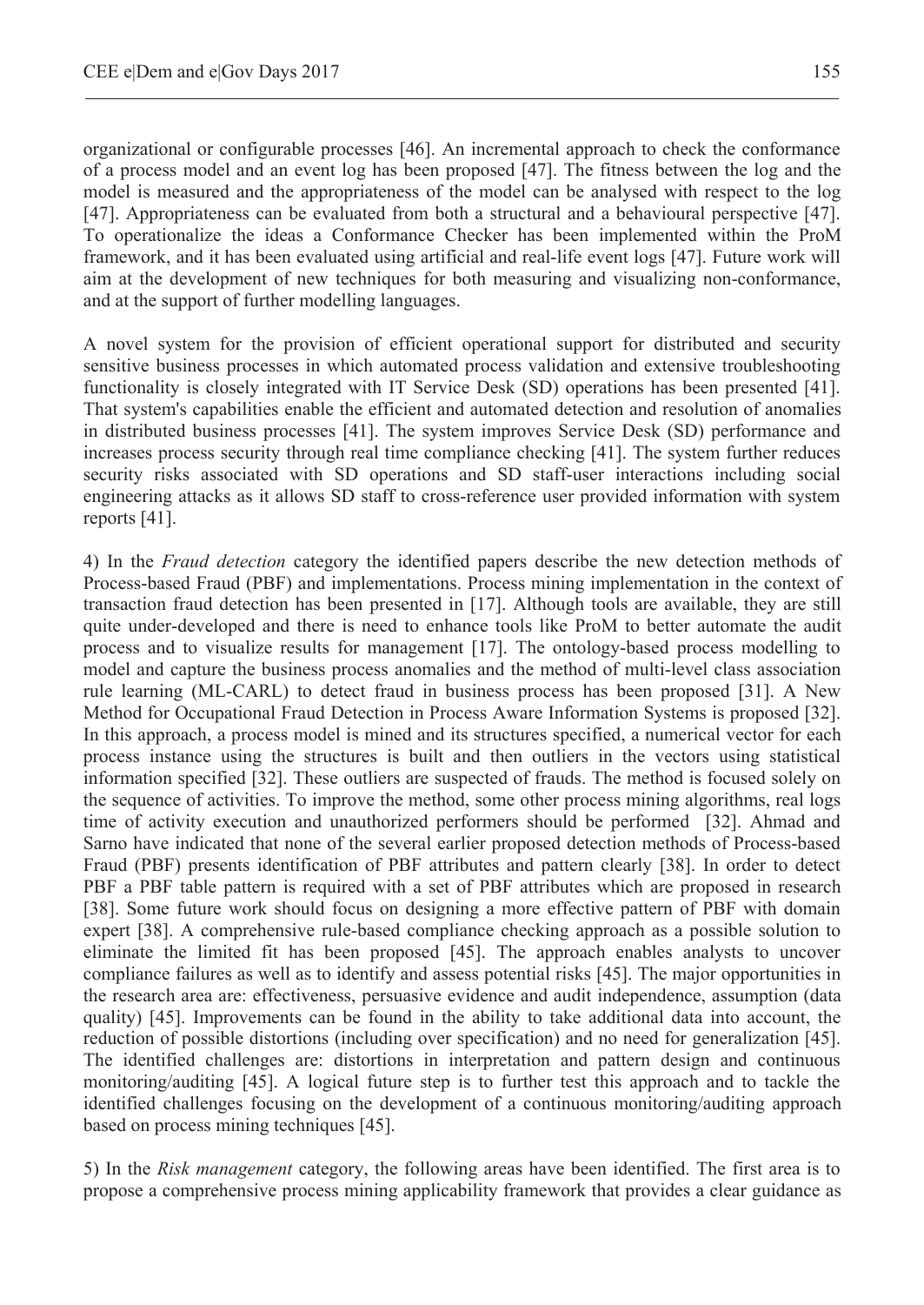organizational or configurable processes [46]. An incremental approach to check the conformance of a process model and an event log has been proposed [47]. The fitness between the log and the model is measured and the appropriateness of the model can be analysed with respect to the log [47]. Appropriateness can be evaluated from both a structural and a behavioural perspective [47]. To operationalize the ideas a Conformance Checker has been implemented within the ProM framework, and it has been evaluated using artificial and real-life event logs [47]. Future work will aim at the development of new techniques for both measuring and visualizing non-conformance, and at the support of further modelling languages.

A novel system for the provision of efficient operational support for distributed and security sensitive business processes in which automated process validation and extensive troubleshooting functionality is closely integrated with IT Service Desk (SD) operations has been presented [41]. That system's capabilities enable the efficient and automated detection and resolution of anomalies in distributed business processes [41]. The system improves Service Desk (SD) performance and increases process security through real time compliance checking [41]. The system further reduces security risks associated with SD operations and SD staff-user interactions including social engineering attacks as it allows SD staff to cross-reference user provided information with system reports [41].

4) In the *Fraud detection* category the identified papers describe the new detection methods of Process-based Fraud (PBF) and implementations. Process mining implementation in the context of transaction fraud detection has been presented in [17]. Although tools are available, they are still quite under-developed and there is need to enhance tools like ProM to better automate the audit process and to visualize results for management [17]. The ontology-based process modelling to model and capture the business process anomalies and the method of multi-level class association rule learning (ML-CARL) to detect fraud in business process has been proposed [31]. A New Method for Occupational Fraud Detection in Process Aware Information Systems is proposed [32]. In this approach, a process model is mined and its structures specified, a numerical vector for each process instance using the structures is built and then outliers in the vectors using statistical information specified [32]. These outliers are suspected of frauds. The method is focused solely on the sequence of activities. To improve the method, some other process mining algorithms, real logs time of activity execution and unauthorized performers should be performed [32]. Ahmad and Sarno have indicated that none of the several earlier proposed detection methods of Process-based Fraud (PBF) presents identification of PBF attributes and pattern clearly [38]. In order to detect PBF a PBF table pattern is required with a set of PBF attributes which are proposed in research [38]. Some future work should focus on designing a more effective pattern of PBF with domain expert [38]. A comprehensive rule-based compliance checking approach as a possible solution to eliminate the limited fit has been proposed [45]. The approach enables analysts to uncover compliance failures as well as to identify and assess potential risks [45]. The major opportunities in the research area are: effectiveness, persuasive evidence and audit independence, assumption (data quality) [45]. Improvements can be found in the ability to take additional data into account, the reduction of possible distortions (including over specification) and no need for generalization [45]. The identified challenges are: distortions in interpretation and pattern design and continuous monitoring/auditing [45]. A logical future step is to further test this approach and to tackle the identified challenges focusing on the development of a continuous monitoring/auditing approach based on process mining techniques [45].

5) In the *Risk management* category, the following areas have been identified. The first area is to propose a comprehensive process mining applicability framework that provides a clear guidance as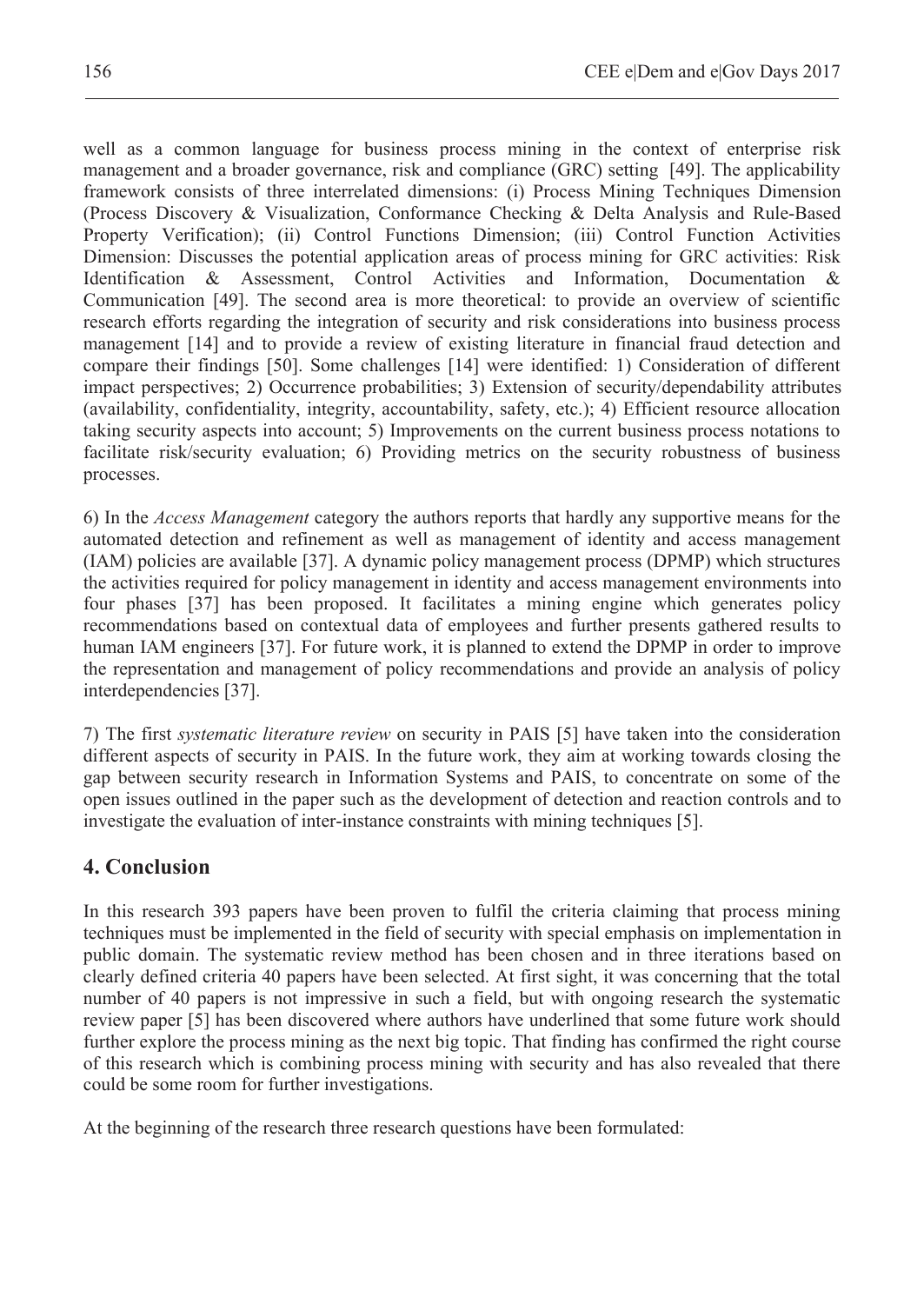well as a common language for business process mining in the context of enterprise risk management and a broader governance, risk and compliance (GRC) setting [49]. The applicability framework consists of three interrelated dimensions: (i) Process Mining Techniques Dimension (Process Discovery & Visualization, Conformance Checking & Delta Analysis and Rule-Based Property Verification); (ii) Control Functions Dimension; (iii) Control Function Activities Dimension: Discusses the potential application areas of process mining for GRC activities: Risk Identification & Assessment, Control Activities and Information, Documentation & Communication [49]. The second area is more theoretical: to provide an overview of scientific research efforts regarding the integration of security and risk considerations into business process management [14] and to provide a review of existing literature in financial fraud detection and compare their findings [50]. Some challenges [14] were identified: 1) Consideration of different impact perspectives; 2) Occurrence probabilities; 3) Extension of security/dependability attributes (availability, confidentiality, integrity, accountability, safety, etc.); 4) Efficient resource allocation taking security aspects into account; 5) Improvements on the current business process notations to facilitate risk/security evaluation; 6) Providing metrics on the security robustness of business processes.

6) In the *Access Management* category the authors reports that hardly any supportive means for the automated detection and refinement as well as management of identity and access management (IAM) policies are available [37]. A dynamic policy management process (DPMP) which structures the activities required for policy management in identity and access management environments into four phases [37] has been proposed. It facilitates a mining engine which generates policy recommendations based on contextual data of employees and further presents gathered results to human IAM engineers [37]. For future work, it is planned to extend the DPMP in order to improve the representation and management of policy recommendations and provide an analysis of policy interdependencies [37].

7) The first *systematic literature review* on security in PAIS [5] have taken into the consideration different aspects of security in PAIS. In the future work, they aim at working towards closing the gap between security research in Information Systems and PAIS, to concentrate on some of the open issues outlined in the paper such as the development of detection and reaction controls and to investigate the evaluation of inter-instance constraints with mining techniques [5].

## 4. Conclusion

In this research 393 papers have been proven to fulfil the criteria claiming that process mining techniques must be implemented in the field of security with special emphasis on implementation in public domain. The systematic review method has been chosen and in three iterations based on clearly defined criteria 40 papers have been selected. At first sight, it was concerning that the total number of 40 papers is not impressive in such a field, but with ongoing research the systematic review paper [5] has been discovered where authors have underlined that some future work should further explore the process mining as the next big topic. That finding has confirmed the right course of this research which is combining process mining with security and has also revealed that there could be some room for further investigations.

At the beginning of the research three research questions have been formulated: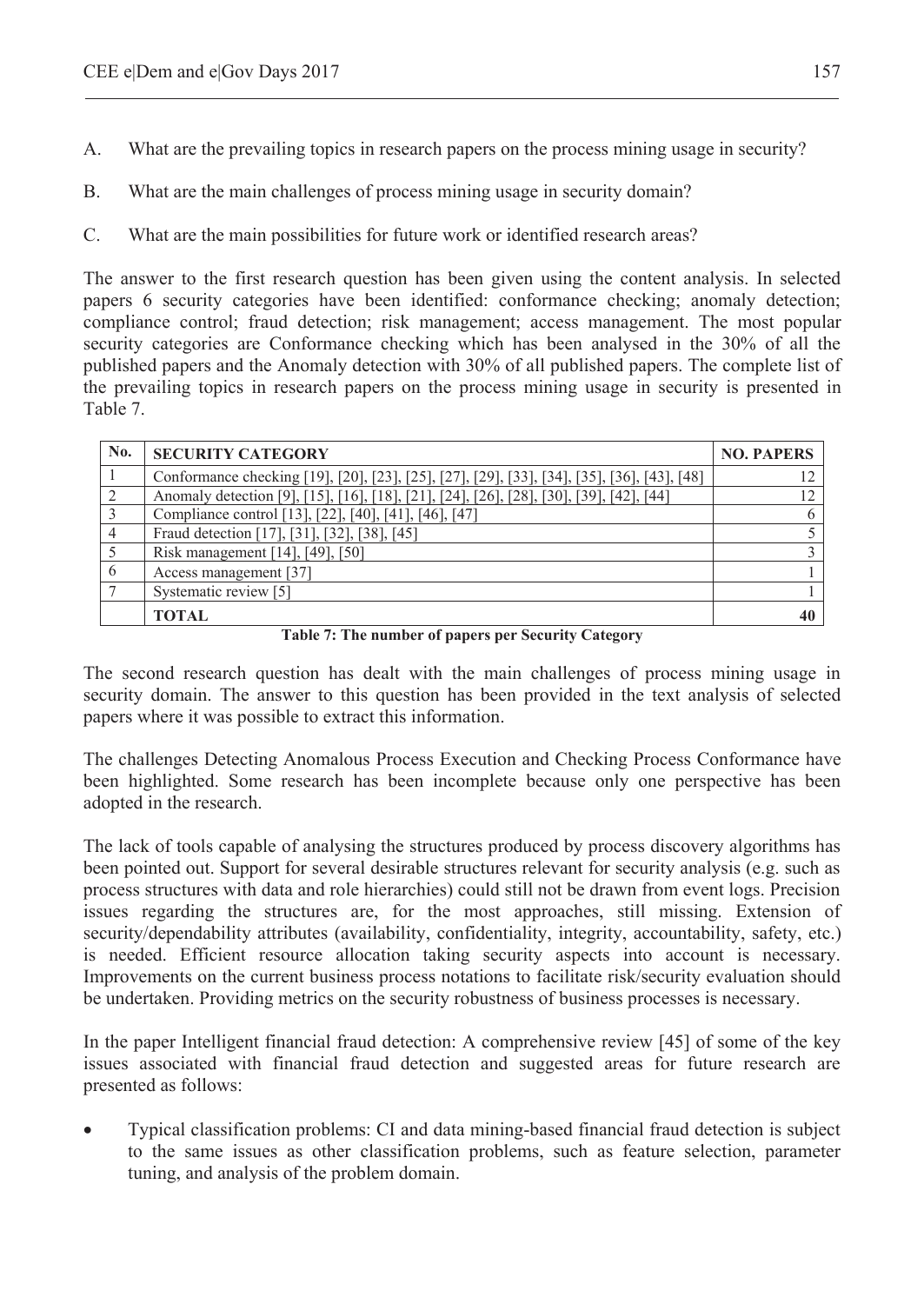A. What are the prevailing topics in research papers on the process mining usage in security?

B. What are the main challenges of process mining usage in security domain?

C. What are the main possibilities for future work or identified research areas?

The answer to the first research question has been given using the content analysis. In selected papers 6 security categories have been identified: conformance checking; anomaly detection; compliance control; fraud detection; risk management; access management. The most popular security categories are Conformance checking which has been analysed in the 30% of all the published papers and the Anomaly detection with 30% of all published papers. The complete list of the prevailing topics in research papers on the process mining usage in security is presented in Table 7.

| No. | SECURITY CATEGORY | NO. PAPERS |
|---|---|---|
| 1 | Conformance checking [19], [20], [23], [25], [27], [29], [33], [34], [35], [36], [43], [48] | 12 |
| 2 | Anomaly detection [9], [15], [16], [18], [21], [24], [26], [28], [30], [39], [42], [44] | 12 |
| 3 | Compliance control [13], [22], [40], [41], [46], [47] | 6 |
| 4 | Fraud detection [17], [31], [32], [38], [45] | 5 |
| 5 | Risk management [14], [49], [50] | 3 |
| 6 | Access management [37] | 1 |
| 7 | Systematic review [5] | 1 |
| | **TOTAL** | **40** |

**Table 7: The number of papers per Security Category**

The second research question has dealt with the main challenges of process mining usage in security domain. The answer to this question has been provided in the text analysis of selected papers where it was possible to extract this information.

The challenges Detecting Anomalous Process Execution and Checking Process Conformance have been highlighted. Some research has been incomplete because only one perspective has been adopted in the research.

The lack of tools capable of analysing the structures produced by process discovery algorithms has been pointed out. Support for several desirable structures relevant for security analysis (e.g. such as process structures with data and role hierarchies) could still not be drawn from event logs. Precision issues regarding the structures are, for the most approaches, still missing. Extension of security/dependability attributes (availability, confidentiality, integrity, accountability, safety, etc.) is needed. Efficient resource allocation taking security aspects into account is necessary. Improvements on the current business process notations to facilitate risk/security evaluation should be undertaken. Providing metrics on the security robustness of business processes is necessary.

In the paper Intelligent financial fraud detection: A comprehensive review [45] of some of the key issues associated with financial fraud detection and suggested areas for future research are presented as follows:

- Typical classification problems: CI and data mining-based financial fraud detection is subject to the same issues as other classification problems, such as feature selection, parameter tuning, and analysis of the problem domain.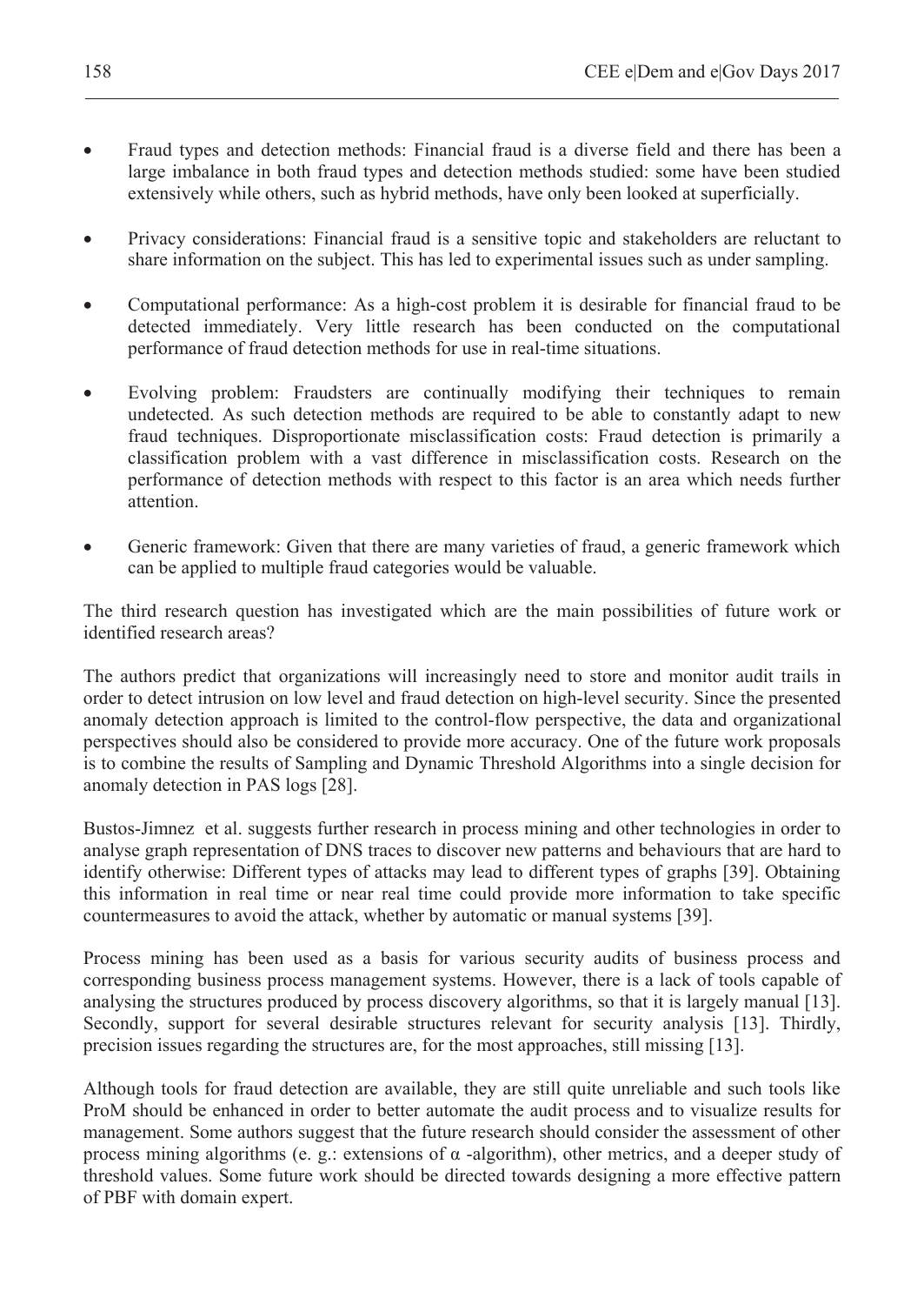- Fraud types and detection methods: Financial fraud is a diverse field and there has been a large imbalance in both fraud types and detection methods studied: some have been studied extensively while others, such as hybrid methods, have only been looked at superficially.

- Privacy considerations: Financial fraud is a sensitive topic and stakeholders are reluctant to share information on the subject. This has led to experimental issues such as under sampling.

- Computational performance: As a high-cost problem it is desirable for financial fraud to be detected immediately. Very little research has been conducted on the computational performance of fraud detection methods for use in real-time situations.

- Evolving problem: Fraudsters are continually modifying their techniques to remain undetected. As such detection methods are required to be able to constantly adapt to new fraud techniques. Disproportionate misclassification costs: Fraud detection is primarily a classification problem with a vast difference in misclassification costs. Research on the performance of detection methods with respect to this factor is an area which needs further attention.

- Generic framework: Given that there are many varieties of fraud, a generic framework which can be applied to multiple fraud categories would be valuable.

The third research question has investigated which are the main possibilities of future work or identified research areas?

The authors predict that organizations will increasingly need to store and monitor audit trails in order to detect intrusion on low level and fraud detection on high-level security. Since the presented anomaly detection approach is limited to the control-flow perspective, the data and organizational perspectives should also be considered to provide more accuracy. One of the future work proposals is to combine the results of Sampling and Dynamic Threshold Algorithms into a single decision for anomaly detection in PAS logs [28].

Bustos-Jimnez et al. suggests further research in process mining and other technologies in order to analyse graph representation of DNS traces to discover new patterns and behaviours that are hard to identify otherwise: Different types of attacks may lead to different types of graphs [39]. Obtaining this information in real time or near real time could provide more information to take specific countermeasures to avoid the attack, whether by automatic or manual systems [39].

Process mining has been used as a basis for various security audits of business process and corresponding business process management systems. However, there is a lack of tools capable of analysing the structures produced by process discovery algorithms, so that it is largely manual [13]. Secondly, support for several desirable structures relevant for security analysis [13]. Thirdly, precision issues regarding the structures are, for the most approaches, still missing [13].

Although tools for fraud detection are available, they are still quite unreliable and such tools like ProM should be enhanced in order to better automate the audit process and to visualize results for management. Some authors suggest that the future research should consider the assessment of other process mining algorithms (e. g.: extensions of $\alpha$ -algorithm), other metrics, and a deeper study of threshold values. Some future work should be directed towards designing a more effective pattern of PBF with domain expert.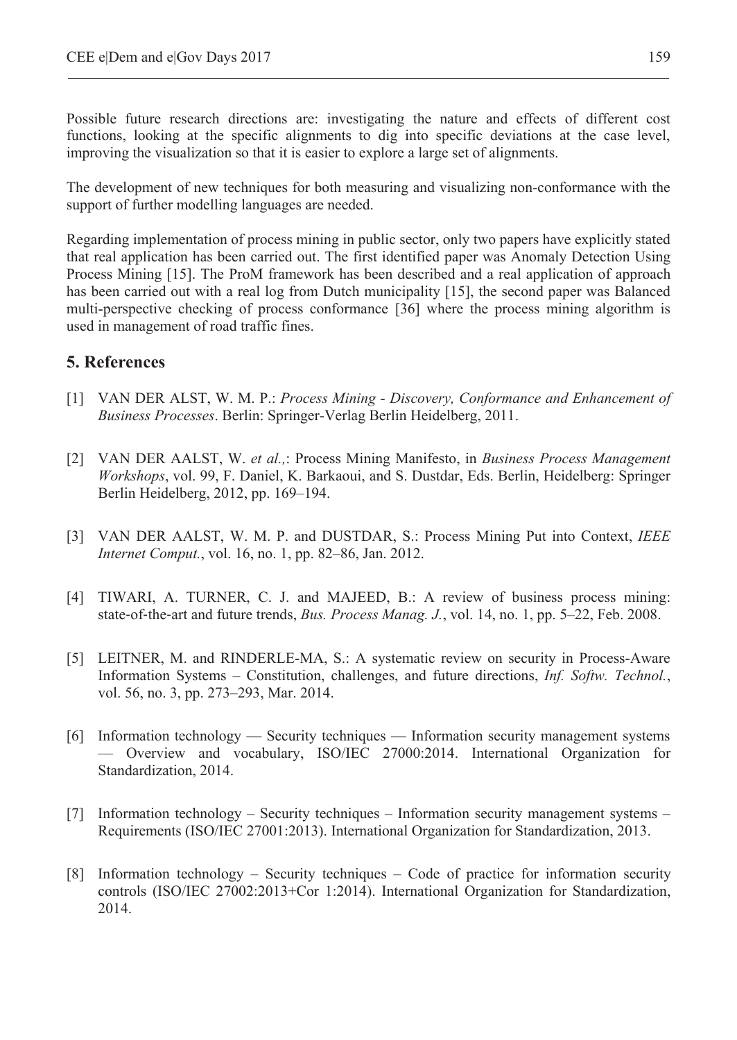Possible future research directions are: investigating the nature and effects of different cost functions, looking at the specific alignments to dig into specific deviations at the case level, improving the visualization so that it is easier to explore a large set of alignments.

The development of new techniques for both measuring and visualizing non-conformance with the support of further modelling languages are needed.

Regarding implementation of process mining in public sector, only two papers have explicitly stated that real application has been carried out. The first identified paper was Anomaly Detection Using Process Mining [15]. The ProM framework has been described and a real application of approach has been carried out with a real log from Dutch municipality [15], the second paper was Balanced multi-perspective checking of process conformance [36] where the process mining algorithm is used in management of road traffic fines.

## 5. References

[1] VAN DER ALST, W. M. P.: *Process Mining - Discovery, Conformance and Enhancement of Business Processes*. Berlin: Springer-Verlag Berlin Heidelberg, 2011.

[2] VAN DER AALST, W. *et al.,*: Process Mining Manifesto, in *Business Process Management Workshops*, vol. 99, F. Daniel, K. Barkaoui, and S. Dustdar, Eds. Berlin, Heidelberg: Springer Berlin Heidelberg, 2012, pp. 169–194.

[3] VAN DER AALST, W. M. P. and DUSTDAR, S.: Process Mining Put into Context, *IEEE Internet Comput.*, vol. 16, no. 1, pp. 82–86, Jan. 2012.

[4] TIWARI, A. TURNER, C. J. and MAJEED, B.: A review of business process mining: state-of-the-art and future trends, *Bus. Process Manag. J.*, vol. 14, no. 1, pp. 5–22, Feb. 2008.

[5] LEITNER, M. and RINDERLE-MA, S.: A systematic review on security in Process-Aware Information Systems – Constitution, challenges, and future directions, *Inf. Softw. Technol.*, vol. 56, no. 3, pp. 273–293, Mar. 2014.

[6] Information technology — Security techniques — Information security management systems — Overview and vocabulary, ISO/IEC 27000:2014. International Organization for Standardization, 2014.

[7] Information technology – Security techniques – Information security management systems – Requirements (ISO/IEC 27001:2013). International Organization for Standardization, 2013.

[8] Information technology – Security techniques – Code of practice for information security controls (ISO/IEC 27002:2013+Cor 1:2014). International Organization for Standardization, 2014.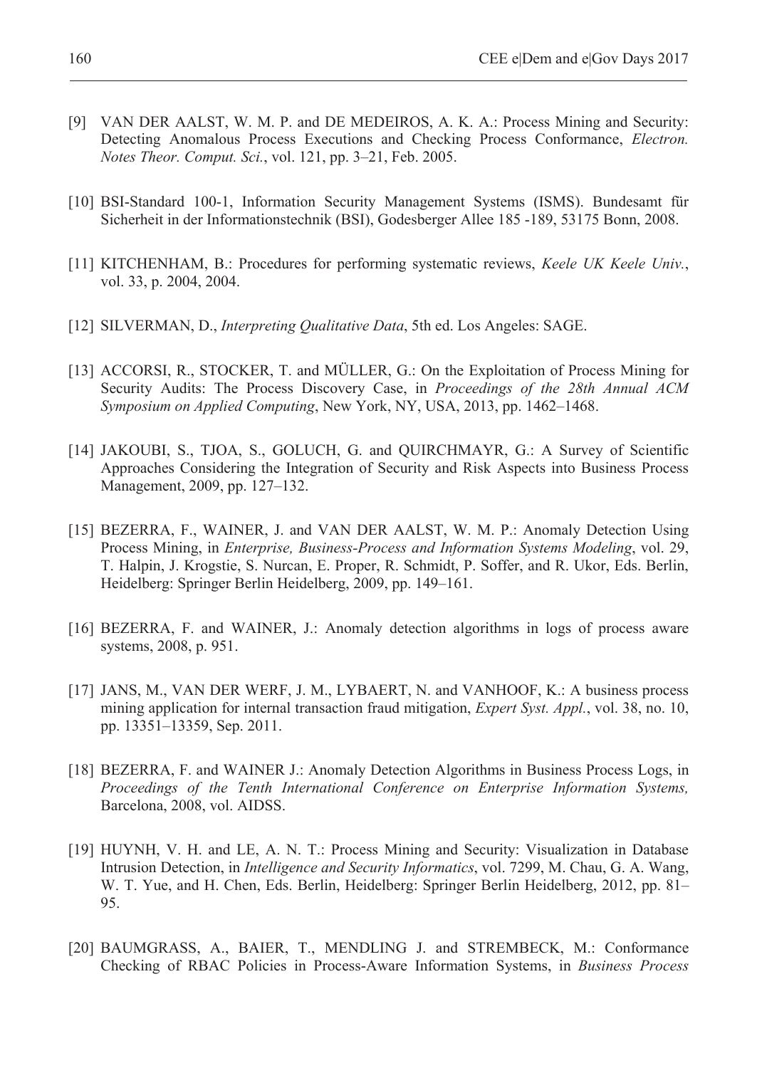[9] VAN DER AALST, W. M. P. and DE MEDEIROS, A. K. A.: Process Mining and Security: Detecting Anomalous Process Executions and Checking Process Conformance, *Electron. Notes Theor. Comput. Sci.*, vol. 121, pp. 3–21, Feb. 2005.

[10] BSI-Standard 100-1, Information Security Management Systems (ISMS). Bundesamt für Sicherheit in der Informationstechnik (BSI), Godesberger Allee 185 -189, 53175 Bonn, 2008.

[11] KITCHENHAM, B.: Procedures for performing systematic reviews, *Keele UK Keele Univ.*, vol. 33, p. 2004, 2004.

[12] SILVERMAN, D., *Interpreting Qualitative Data*, 5th ed. Los Angeles: SAGE.

[13] ACCORSI, R., STOCKER, T. and MÜLLER, G.: On the Exploitation of Process Mining for Security Audits: The Process Discovery Case, in *Proceedings of the 28th Annual ACM Symposium on Applied Computing*, New York, NY, USA, 2013, pp. 1462–1468.

[14] JAKOUBI, S., TJOA, S., GOLUCH, G. and QUIRCHMAYR, G.: A Survey of Scientific Approaches Considering the Integration of Security and Risk Aspects into Business Process Management, 2009, pp. 127–132.

[15] BEZERRA, F., WAINER, J. and VAN DER AALST, W. M. P.: Anomaly Detection Using Process Mining, in *Enterprise, Business-Process and Information Systems Modeling*, vol. 29, T. Halpin, J. Krogstie, S. Nurcan, E. Proper, R. Schmidt, P. Soffer, and R. Ukor, Eds. Berlin, Heidelberg: Springer Berlin Heidelberg, 2009, pp. 149–161.

[16] BEZERRA, F. and WAINER, J.: Anomaly detection algorithms in logs of process aware systems, 2008, p. 951.

[17] JANS, M., VAN DER WERF, J. M., LYBAERT, N. and VANHOOF, K.: A business process mining application for internal transaction fraud mitigation, *Expert Syst. Appl.*, vol. 38, no. 10, pp. 13351–13359, Sep. 2011.

[18] BEZERRA, F. and WAINER J.: Anomaly Detection Algorithms in Business Process Logs, in *Proceedings of the Tenth International Conference on Enterprise Information Systems,* Barcelona, 2008, vol. AIDSS.

[19] HUYNH, V. H. and LE, A. N. T.: Process Mining and Security: Visualization in Database Intrusion Detection, in *Intelligence and Security Informatics*, vol. 7299, M. Chau, G. A. Wang, W. T. Yue, and H. Chen, Eds. Berlin, Heidelberg: Springer Berlin Heidelberg, 2012, pp. 81–95.

[20] BAUMGRASS, A., BAIER, T., MENDLING J. and STREMBECK, M.: Conformance Checking of RBAC Policies in Process-Aware Information Systems, in *Business Process*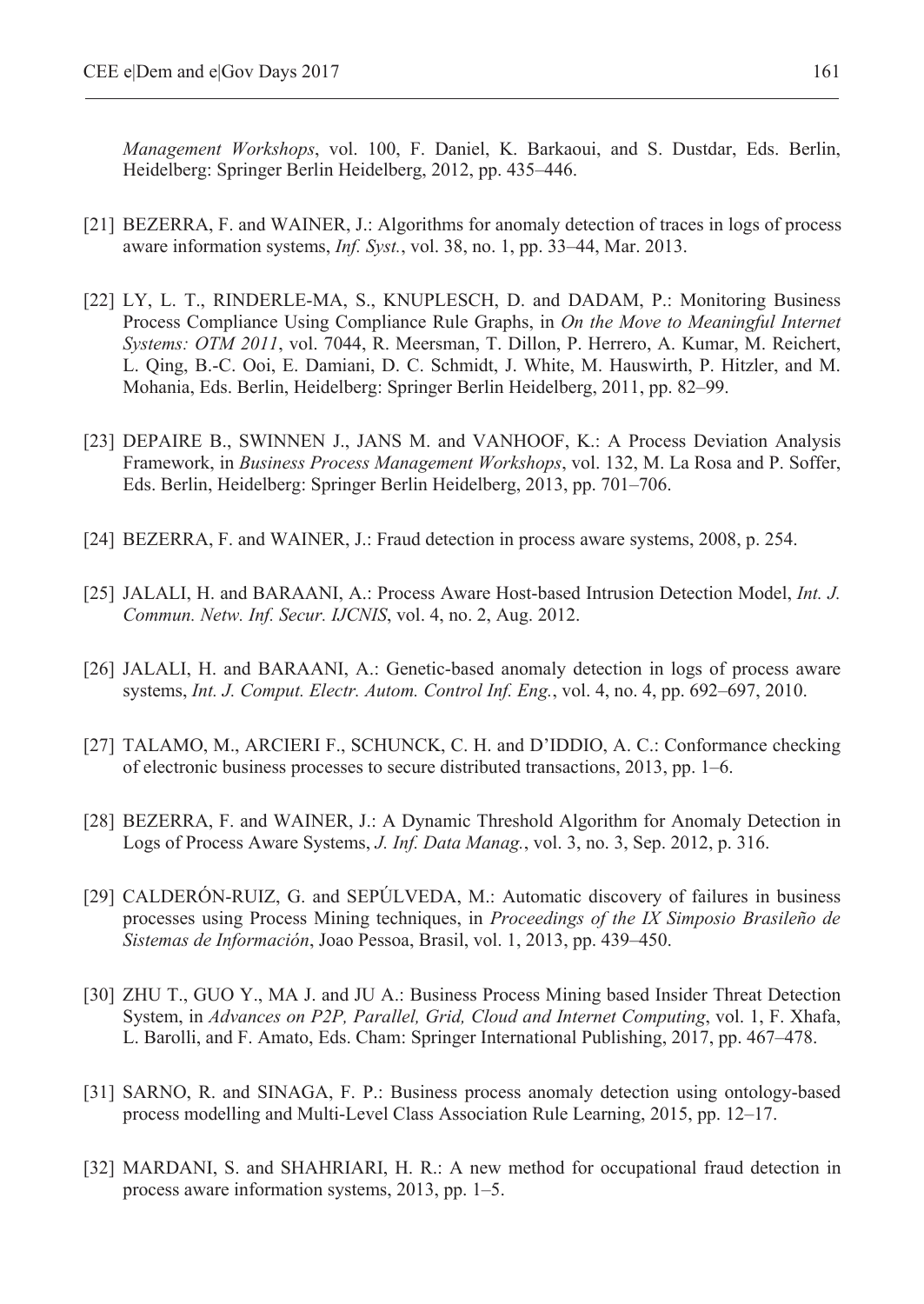*Management Workshops*, vol. 100, F. Daniel, K. Barkaoui, and S. Dustdar, Eds. Berlin, Heidelberg: Springer Berlin Heidelberg, 2012, pp. 435–446.

[21] BEZERRA, F. and WAINER, J.: Algorithms for anomaly detection of traces in logs of process aware information systems, *Inf. Syst.*, vol. 38, no. 1, pp. 33–44, Mar. 2013.

[22] LY, L. T., RINDERLE-MA, S., KNUPLESCH, D. and DADAM, P.: Monitoring Business Process Compliance Using Compliance Rule Graphs, in *On the Move to Meaningful Internet Systems: OTM 2011*, vol. 7044, R. Meersman, T. Dillon, P. Herrero, A. Kumar, M. Reichert, L. Qing, B.-C. Ooi, E. Damiani, D. C. Schmidt, J. White, M. Hauswirth, P. Hitzler, and M. Mohania, Eds. Berlin, Heidelberg: Springer Berlin Heidelberg, 2011, pp. 82–99.

[23] DEPAIRE B., SWINNEN J., JANS M. and VANHOOF, K.: A Process Deviation Analysis Framework, in *Business Process Management Workshops*, vol. 132, M. La Rosa and P. Soffer, Eds. Berlin, Heidelberg: Springer Berlin Heidelberg, 2013, pp. 701–706.

[24] BEZERRA, F. and WAINER, J.: Fraud detection in process aware systems, 2008, p. 254.

[25] JALALI, H. and BARAANI, A.: Process Aware Host-based Intrusion Detection Model, *Int. J. Commun. Netw. Inf. Secur. IJCNIS*, vol. 4, no. 2, Aug. 2012.

[26] JALALI, H. and BARAANI, A.: Genetic-based anomaly detection in logs of process aware systems, *Int. J. Comput. Electr. Autom. Control Inf. Eng.*, vol. 4, no. 4, pp. 692–697, 2010.

[27] TALAMO, M., ARCIERI F., SCHUNCK, C. H. and D'IDDIO, A. C.: Conformance checking of electronic business processes to secure distributed transactions, 2013, pp. 1–6.

[28] BEZERRA, F. and WAINER, J.: A Dynamic Threshold Algorithm for Anomaly Detection in Logs of Process Aware Systems, *J. Inf. Data Manag.*, vol. 3, no. 3, Sep. 2012, p. 316.

[29] CALDERÓN-RUIZ, G. and SEPÚLVEDA, M.: Automatic discovery of failures in business processes using Process Mining techniques, in *Proceedings of the IX Simposio Brasileño de Sistemas de Información*, Joao Pessoa, Brasil, vol. 1, 2013, pp. 439–450.

[30] ZHU T., GUO Y., MA J. and JU A.: Business Process Mining based Insider Threat Detection System, in *Advances on P2P, Parallel, Grid, Cloud and Internet Computing*, vol. 1, F. Xhafa, L. Barolli, and F. Amato, Eds. Cham: Springer International Publishing, 2017, pp. 467–478.

[31] SARNO, R. and SINAGA, F. P.: Business process anomaly detection using ontology-based process modelling and Multi-Level Class Association Rule Learning, 2015, pp. 12–17.

[32] MARDANI, S. and SHAHRIARI, H. R.: A new method for occupational fraud detection in process aware information systems, 2013, pp. 1–5.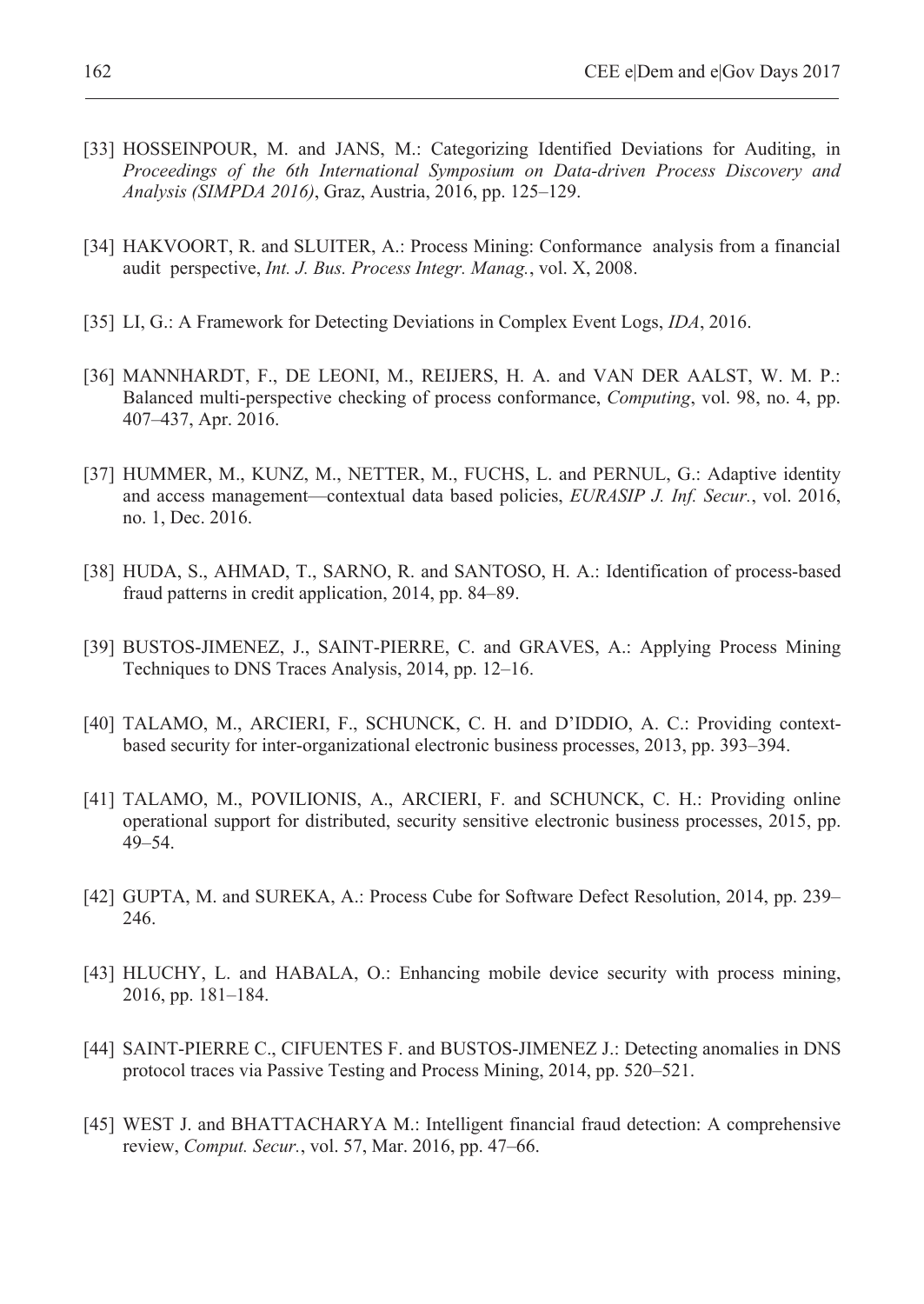[33] HOSSEINPOUR, M. and JANS, M.: Categorizing Identified Deviations for Auditing, in *Proceedings of the 6th International Symposium on Data-driven Process Discovery and Analysis (SIMPDA 2016)*, Graz, Austria, 2016, pp. 125–129.

[34] HAKVOORT, R. and SLUITER, A.: Process Mining: Conformance analysis from a financial audit perspective, *Int. J. Bus. Process Integr. Manag.*, vol. X, 2008.

[35] LI, G.: A Framework for Detecting Deviations in Complex Event Logs, *IDA*, 2016.

[36] MANNHARDT, F., DE LEONI, M., REIJERS, H. A. and VAN DER AALST, W. M. P.: Balanced multi-perspective checking of process conformance, *Computing*, vol. 98, no. 4, pp. 407–437, Apr. 2016.

[37] HUMMER, M., KUNZ, M., NETTER, M., FUCHS, L. and PERNUL, G.: Adaptive identity and access management—contextual data based policies, *EURASIP J. Inf. Secur.*, vol. 2016, no. 1, Dec. 2016.

[38] HUDA, S., AHMAD, T., SARNO, R. and SANTOSO, H. A.: Identification of process-based fraud patterns in credit application, 2014, pp. 84–89.

[39] BUSTOS-JIMENEZ, J., SAINT-PIERRE, C. and GRAVES, A.: Applying Process Mining Techniques to DNS Traces Analysis, 2014, pp. 12–16.

[40] TALAMO, M., ARCIERI, F., SCHUNCK, C. H. and D'IDDIO, A. C.: Providing context-based security for inter-organizational electronic business processes, 2013, pp. 393–394.

[41] TALAMO, M., POVILIONIS, A., ARCIERI, F. and SCHUNCK, C. H.: Providing online operational support for distributed, security sensitive electronic business processes, 2015, pp. 49–54.

[42] GUPTA, M. and SUREKA, A.: Process Cube for Software Defect Resolution, 2014, pp. 239–246.

[43] HLUCHY, L. and HABALA, O.: Enhancing mobile device security with process mining, 2016, pp. 181–184.

[44] SAINT-PIERRE C., CIFUENTES F. and BUSTOS-JIMENEZ J.: Detecting anomalies in DNS protocol traces via Passive Testing and Process Mining, 2014, pp. 520–521.

[45] WEST J. and BHATTACHARYA M.: Intelligent financial fraud detection: A comprehensive review, *Comput. Secur.*, vol. 57, Mar. 2016, pp. 47–66.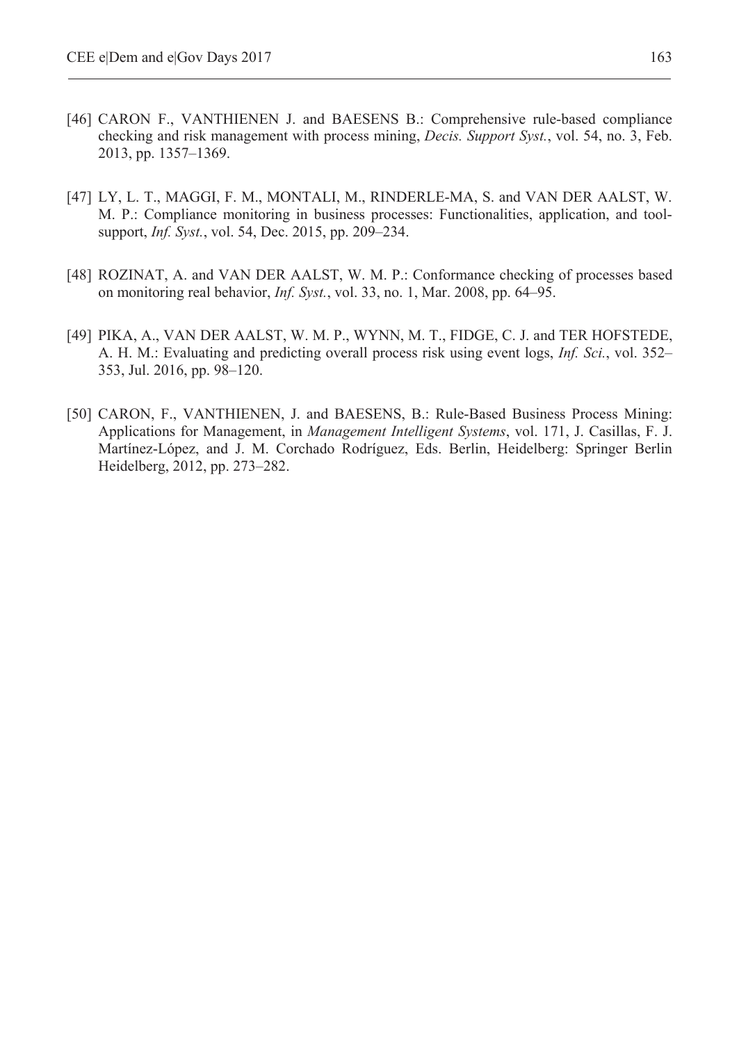[46] CARON F., VANTHIENEN J. and BAESENS B.: Comprehensive rule-based compliance checking and risk management with process mining, *Decis. Support Syst.*, vol. 54, no. 3, Feb. 2013, pp. 1357–1369.

[47] LY, L. T., MAGGI, F. M., MONTALI, M., RINDERLE-MA, S. and VAN DER AALST, W. M. P.: Compliance monitoring in business processes: Functionalities, application, and tool-support, *Inf. Syst.*, vol. 54, Dec. 2015, pp. 209–234.

[48] ROZINAT, A. and VAN DER AALST, W. M. P.: Conformance checking of processes based on monitoring real behavior, *Inf. Syst.*, vol. 33, no. 1, Mar. 2008, pp. 64–95.

[49] PIKA, A., VAN DER AALST, W. M. P., WYNN, M. T., FIDGE, C. J. and TER HOFSTEDE, A. H. M.: Evaluating and predicting overall process risk using event logs, *Inf. Sci.*, vol. 352–353, Jul. 2016, pp. 98–120.

[50] CARON, F., VANTHIENEN, J. and BAESENS, B.: Rule-Based Business Process Mining: Applications for Management, in *Management Intelligent Systems*, vol. 171, J. Casillas, F. J. Martínez-López, and J. M. Corchado Rodríguez, Eds. Berlin, Heidelberg: Springer Berlin Heidelberg, 2012, pp. 273–282.